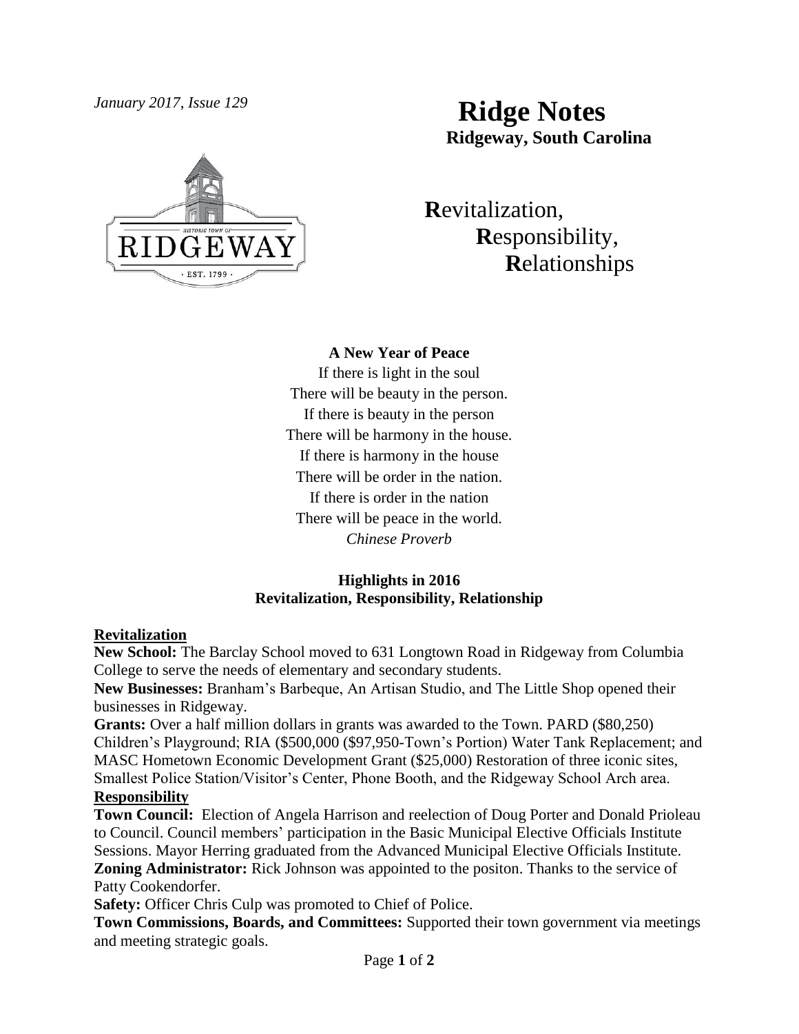*January 2017, Issue 129*

# Ridge Notes

**Ridgeway, South Carolina**

**R**evitalization,
**R**esponsibility,
**R**elationships

**A New Year of Peace**

If there is light in the soul
There will be beauty in the person.
If there is beauty in the person
There will be harmony in the house.
If there is harmony in the house
There will be order in the nation.
If there is order in the nation
There will be peace in the world.
*Chinese Proverb*

## Highlights in 2016
### Revitalization, Responsibility, Relationship

**Revitalization**

**New School:** The Barclay School moved to 631 Longtown Road in Ridgeway from Columbia College to serve the needs of elementary and secondary students.

**New Businesses:** Branham's Barbeque, An Artisan Studio, and The Little Shop opened their businesses in Ridgeway.

**Grants:** Over a half million dollars in grants was awarded to the Town. PARD ($80,250) Children's Playground; RIA ($500,000 ($97,950-Town's Portion) Water Tank Replacement; and MASC Hometown Economic Development Grant ($25,000) Restoration of three iconic sites, Smallest Police Station/Visitor's Center, Phone Booth, and the Ridgeway School Arch area.

**Responsibility**

**Town Council:** Election of Angela Harrison and reelection of Doug Porter and Donald Prioleau to Council. Council members' participation in the Basic Municipal Elective Officials Institute Sessions. Mayor Herring graduated from the Advanced Municipal Elective Officials Institute.

**Zoning Administrator:** Rick Johnson was appointed to the positon. Thanks to the service of Patty Cookendorfer.

**Safety:** Officer Chris Culp was promoted to Chief of Police.

**Town Commissions, Boards, and Committees:** Supported their town government via meetings and meeting strategic goals.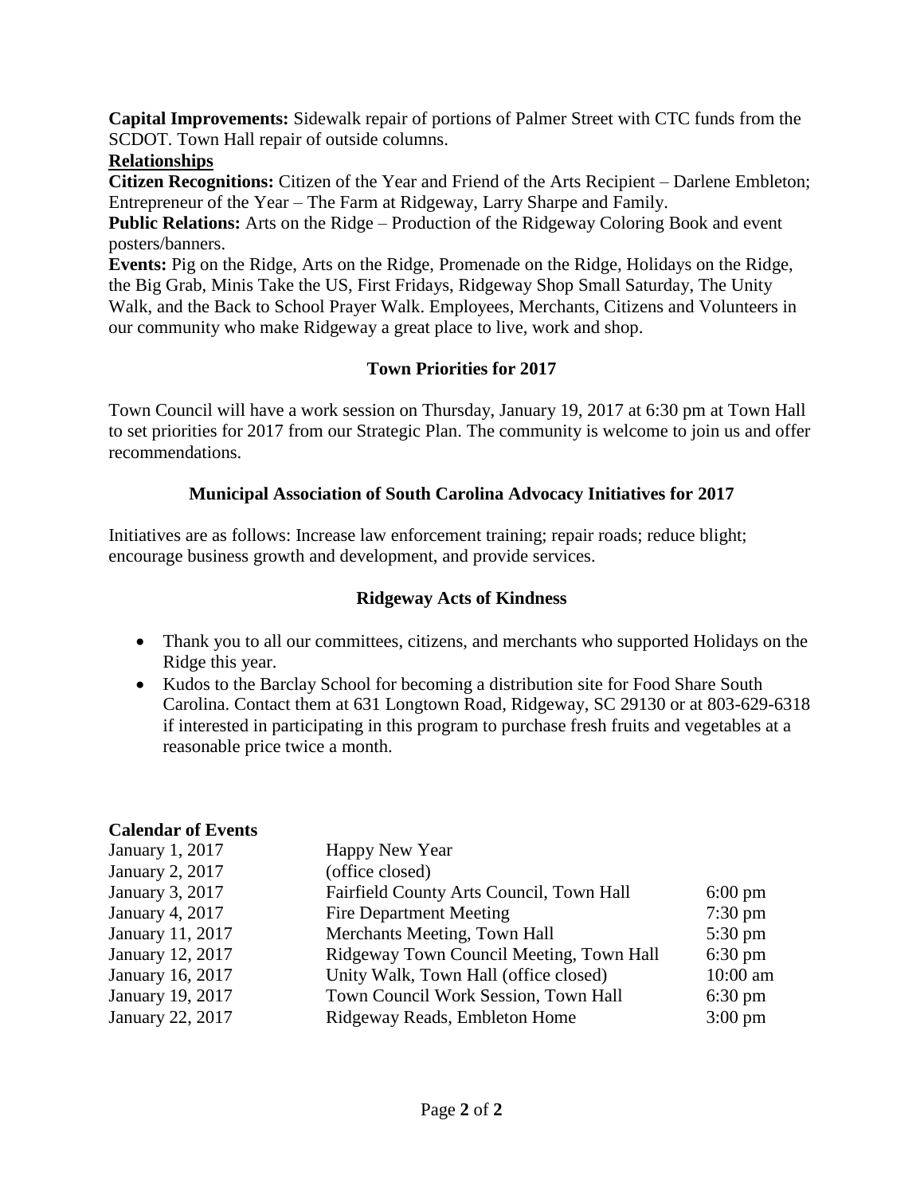**Capital Improvements:** Sidewalk repair of portions of Palmer Street with CTC funds from the SCDOT. Town Hall repair of outside columns.

**Relationships**

**Citizen Recognitions:** Citizen of the Year and Friend of the Arts Recipient – Darlene Embleton; Entrepreneur of the Year – The Farm at Ridgeway, Larry Sharpe and Family.

**Public Relations:** Arts on the Ridge – Production of the Ridgeway Coloring Book and event posters/banners.

**Events:** Pig on the Ridge, Arts on the Ridge, Promenade on the Ridge, Holidays on the Ridge, the Big Grab, Minis Take the US, First Fridays, Ridgeway Shop Small Saturday, The Unity Walk, and the Back to School Prayer Walk. Employees, Merchants, Citizens and Volunteers in our community who make Ridgeway a great place to live, work and shop.

## Town Priorities for 2017

Town Council will have a work session on Thursday, January 19, 2017 at 6:30 pm at Town Hall to set priorities for 2017 from our Strategic Plan. The community is welcome to join us and offer recommendations.

## Municipal Association of South Carolina Advocacy Initiatives for 2017

Initiatives are as follows: Increase law enforcement training; repair roads; reduce blight; encourage business growth and development, and provide services.

## Ridgeway Acts of Kindness

- Thank you to all our committees, citizens, and merchants who supported Holidays on the Ridge this year.
- Kudos to the Barclay School for becoming a distribution site for Food Share South Carolina. Contact them at 631 Longtown Road, Ridgeway, SC 29130 or at 803-629-6318 if interested in participating in this program to purchase fresh fruits and vegetables at a reasonable price twice a month.

**Calendar of Events**

| | | |
|---|---|---|
| January 1, 2017 | Happy New Year | |
| January 2, 2017 | (office closed) | |
| January 3, 2017 | Fairfield County Arts Council, Town Hall | 6:00 pm |
| January 4, 2017 | Fire Department Meeting | 7:30 pm |
| January 11, 2017 | Merchants Meeting, Town Hall | 5:30 pm |
| January 12, 2017 | Ridgeway Town Council Meeting, Town Hall | 6:30 pm |
| January 16, 2017 | Unity Walk, Town Hall (office closed) | 10:00 am |
| January 19, 2017 | Town Council Work Session, Town Hall | 6:30 pm |
| January 22, 2017 | Ridgeway Reads, Embleton Home | 3:00 pm |